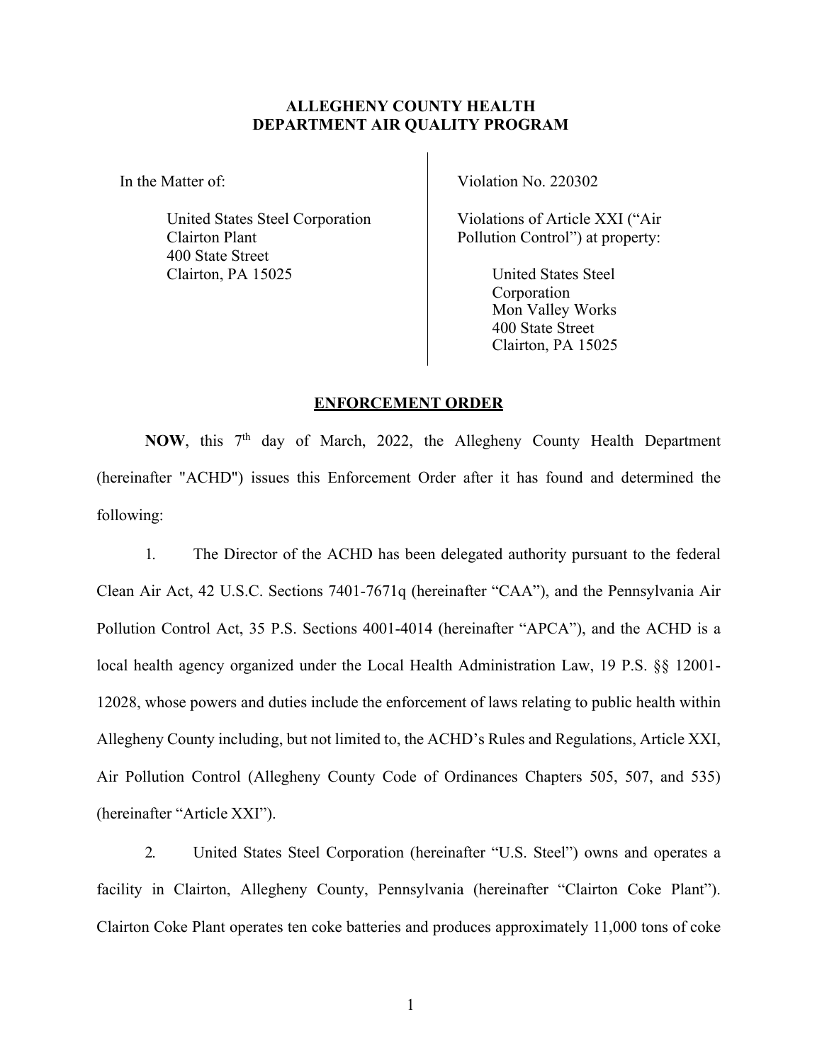**ALLEGHENY COUNTY HEALTH DEPARTMENT AIR QUALITY PROGRAM**

| In the Matter of: | Violation No. 220302 |
|---|---|
| United States Steel Corporation<br>Clairton Plant<br>400 State Street<br>Clairton, PA 15025 | Violations of Article XXI ("Air Pollution Control") at property:<br><br>United States Steel Corporation<br>Mon Valley Works<br>400 State Street<br>Clairton, PA 15025 |

**ENFORCEMENT ORDER**

**NOW**, this 7th day of March, 2022, the Allegheny County Health Department (hereinafter "ACHD") issues this Enforcement Order after it has found and determined the following:

1. The Director of the ACHD has been delegated authority pursuant to the federal Clean Air Act, 42 U.S.C. Sections 7401-7671q (hereinafter "CAA"), and the Pennsylvania Air Pollution Control Act, 35 P.S. Sections 4001-4014 (hereinafter "APCA"), and the ACHD is a local health agency organized under the Local Health Administration Law, 19 P.S. §§ 12001-12028, whose powers and duties include the enforcement of laws relating to public health within Allegheny County including, but not limited to, the ACHD's Rules and Regulations, Article XXI, Air Pollution Control (Allegheny County Code of Ordinances Chapters 505, 507, and 535) (hereinafter "Article XXI").

2. United States Steel Corporation (hereinafter "U.S. Steel") owns and operates a facility in Clairton, Allegheny County, Pennsylvania (hereinafter "Clairton Coke Plant"). Clairton Coke Plant operates ten coke batteries and produces approximately 11,000 tons of coke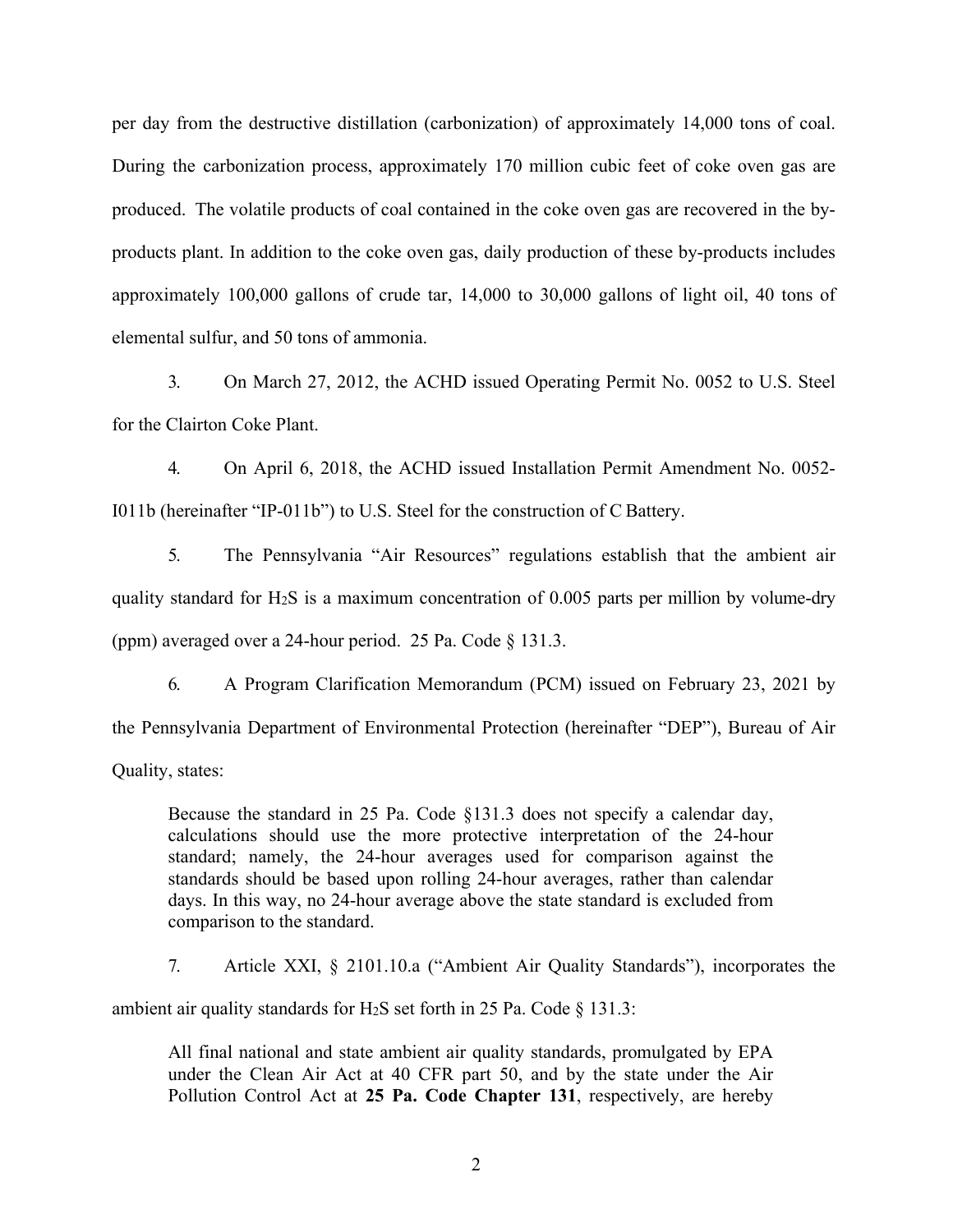per day from the destructive distillation (carbonization) of approximately 14,000 tons of coal. During the carbonization process, approximately 170 million cubic feet of coke oven gas are produced. The volatile products of coal contained in the coke oven gas are recovered in the by-products plant. In addition to the coke oven gas, daily production of these by-products includes approximately 100,000 gallons of crude tar, 14,000 to 30,000 gallons of light oil, 40 tons of elemental sulfur, and 50 tons of ammonia.

3. On March 27, 2012, the ACHD issued Operating Permit No. 0052 to U.S. Steel for the Clairton Coke Plant.

4. On April 6, 2018, the ACHD issued Installation Permit Amendment No. 0052-I011b (hereinafter "IP-011b") to U.S. Steel for the construction of C Battery.

5. The Pennsylvania "Air Resources" regulations establish that the ambient air quality standard for $H_2S$ is a maximum concentration of 0.005 parts per million by volume-dry (ppm) averaged over a 24-hour period. 25 Pa. Code § 131.3.

6. A Program Clarification Memorandum (PCM) issued on February 23, 2021 by the Pennsylvania Department of Environmental Protection (hereinafter "DEP"), Bureau of Air Quality, states:

> Because the standard in 25 Pa. Code §131.3 does not specify a calendar day, calculations should use the more protective interpretation of the 24-hour standard; namely, the 24-hour averages used for comparison against the standards should be based upon rolling 24-hour averages, rather than calendar days. In this way, no 24-hour average above the state standard is excluded from comparison to the standard.

7. Article XXI, § 2101.10.a ("Ambient Air Quality Standards"), incorporates the ambient air quality standards for $H_2S$ set forth in 25 Pa. Code § 131.3:

> All final national and state ambient air quality standards, promulgated by EPA under the Clean Air Act at 40 CFR part 50, and by the state under the Air Pollution Control Act at **25 Pa. Code Chapter 131**, respectively, are hereby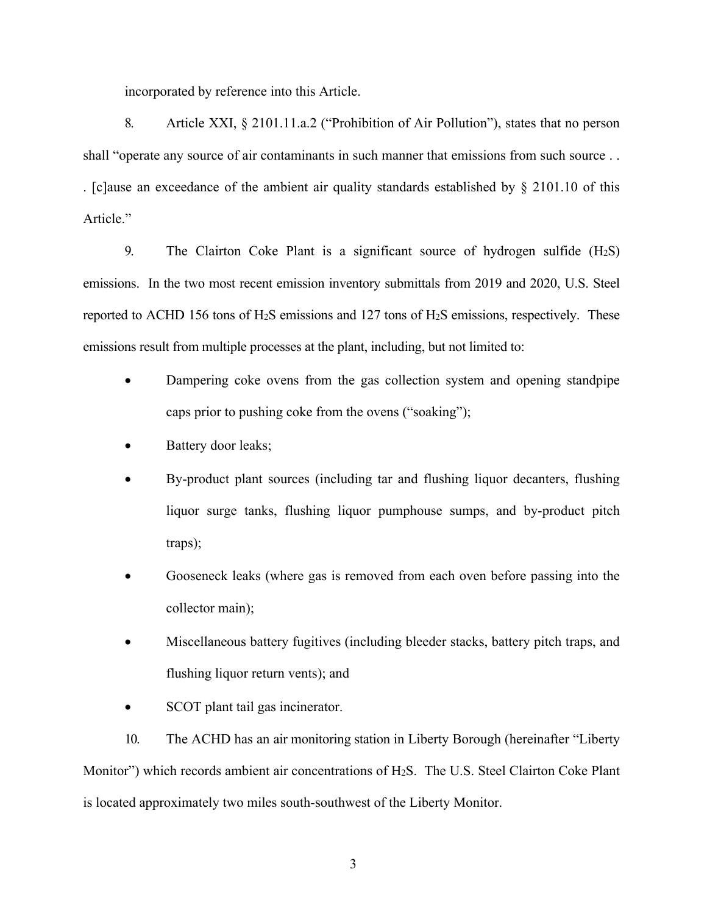incorporated by reference into this Article.

8. Article XXI, § 2101.11.a.2 ("Prohibition of Air Pollution"), states that no person shall "operate any source of air contaminants in such manner that emissions from such source . . . [c]ause an exceedance of the ambient air quality standards established by § 2101.10 of this Article."

9. The Clairton Coke Plant is a significant source of hydrogen sulfide ($H_2S$) emissions. In the two most recent emission inventory submittals from 2019 and 2020, U.S. Steel reported to ACHD 156 tons of $H_2S$ emissions and 127 tons of $H_2S$ emissions, respectively. These emissions result from multiple processes at the plant, including, but not limited to:

- Dampering coke ovens from the gas collection system and opening standpipe caps prior to pushing coke from the ovens ("soaking");
- Battery door leaks;
- By-product plant sources (including tar and flushing liquor decanters, flushing liquor surge tanks, flushing liquor pumphouse sumps, and by-product pitch traps);
- Gooseneck leaks (where gas is removed from each oven before passing into the collector main);
- Miscellaneous battery fugitives (including bleeder stacks, battery pitch traps, and flushing liquor return vents); and
- SCOT plant tail gas incinerator.

10. The ACHD has an air monitoring station in Liberty Borough (hereinafter "Liberty Monitor") which records ambient air concentrations of $H_2S$. The U.S. Steel Clairton Coke Plant is located approximately two miles south-southwest of the Liberty Monitor.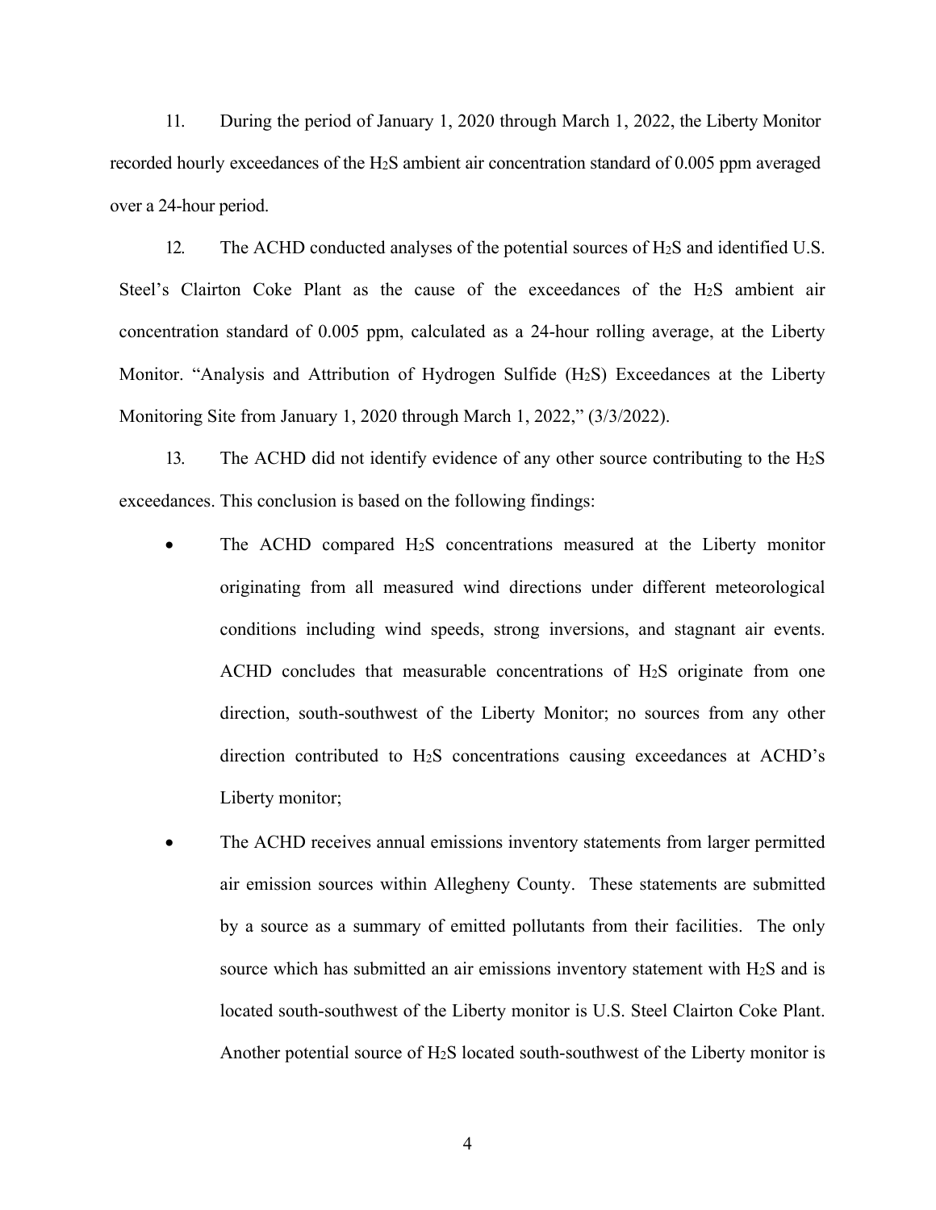11. During the period of January 1, 2020 through March 1, 2022, the Liberty Monitor recorded hourly exceedances of the $H_2S$ ambient air concentration standard of 0.005 ppm averaged over a 24-hour period.

12. The ACHD conducted analyses of the potential sources of $H_2S$ and identified U.S. Steel's Clairton Coke Plant as the cause of the exceedances of the $H_2S$ ambient air concentration standard of 0.005 ppm, calculated as a 24-hour rolling average, at the Liberty Monitor. "Analysis and Attribution of Hydrogen Sulfide ($H_2S$) Exceedances at the Liberty Monitoring Site from January 1, 2020 through March 1, 2022," (3/3/2022).

13. The ACHD did not identify evidence of any other source contributing to the $H_2S$ exceedances. This conclusion is based on the following findings:

- The ACHD compared $H_2S$ concentrations measured at the Liberty monitor originating from all measured wind directions under different meteorological conditions including wind speeds, strong inversions, and stagnant air events. ACHD concludes that measurable concentrations of $H_2S$ originate from one direction, south-southwest of the Liberty Monitor; no sources from any other direction contributed to $H_2S$ concentrations causing exceedances at ACHD's Liberty monitor;

- The ACHD receives annual emissions inventory statements from larger permitted air emission sources within Allegheny County. These statements are submitted by a source as a summary of emitted pollutants from their facilities. The only source which has submitted an air emissions inventory statement with $H_2S$ and is located south-southwest of the Liberty monitor is U.S. Steel Clairton Coke Plant. Another potential source of $H_2S$ located south-southwest of the Liberty monitor is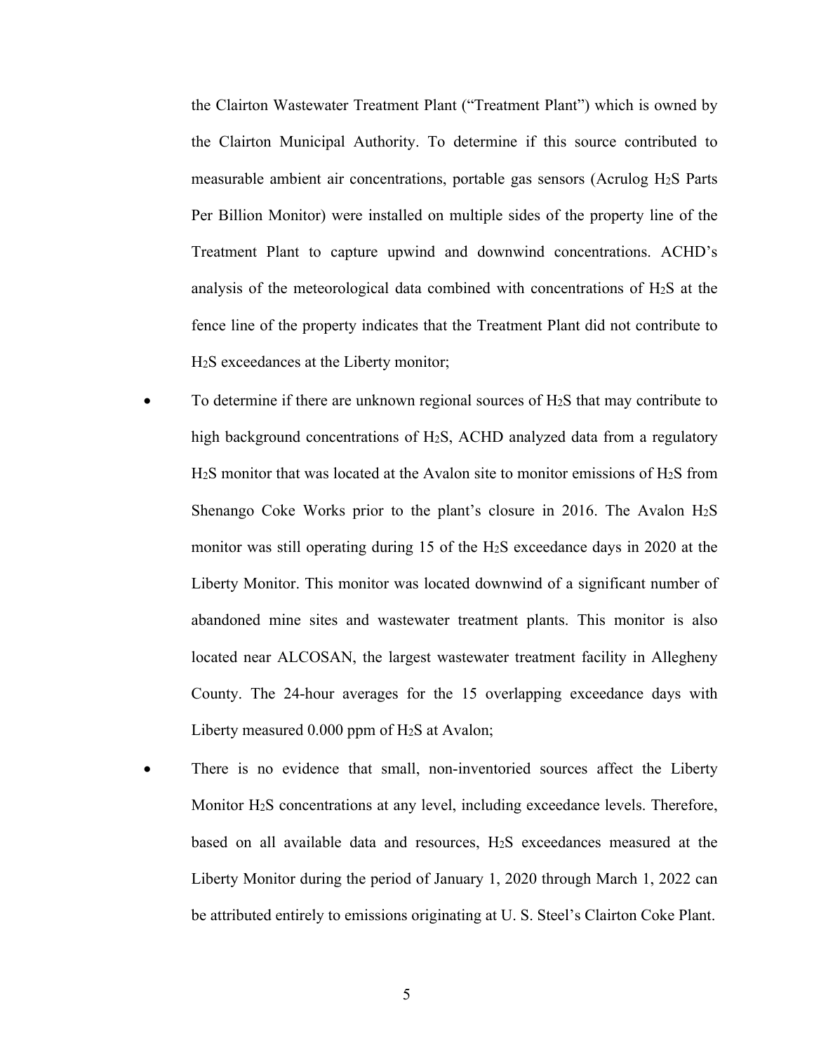the Clairton Wastewater Treatment Plant ("Treatment Plant") which is owned by the Clairton Municipal Authority. To determine if this source contributed to measurable ambient air concentrations, portable gas sensors (Acrulog $H_2S$ Parts Per Billion Monitor) were installed on multiple sides of the property line of the Treatment Plant to capture upwind and downwind concentrations. ACHD's analysis of the meteorological data combined with concentrations of $H_2S$ at the fence line of the property indicates that the Treatment Plant did not contribute to $H_2S$ exceedances at the Liberty monitor;

- To determine if there are unknown regional sources of $H_2S$ that may contribute to high background concentrations of $H_2S$, ACHD analyzed data from a regulatory $H_2S$ monitor that was located at the Avalon site to monitor emissions of $H_2S$ from Shenango Coke Works prior to the plant's closure in 2016. The Avalon $H_2S$ monitor was still operating during 15 of the $H_2S$ exceedance days in 2020 at the Liberty Monitor. This monitor was located downwind of a significant number of abandoned mine sites and wastewater treatment plants. This monitor is also located near ALCOSAN, the largest wastewater treatment facility in Allegheny County. The 24-hour averages for the 15 overlapping exceedance days with Liberty measured 0.000 ppm of $H_2S$ at Avalon;
- There is no evidence that small, non-inventoried sources affect the Liberty Monitor $H_2S$ concentrations at any level, including exceedance levels. Therefore, based on all available data and resources, $H_2S$ exceedances measured at the Liberty Monitor during the period of January 1, 2020 through March 1, 2022 can be attributed entirely to emissions originating at U. S. Steel's Clairton Coke Plant.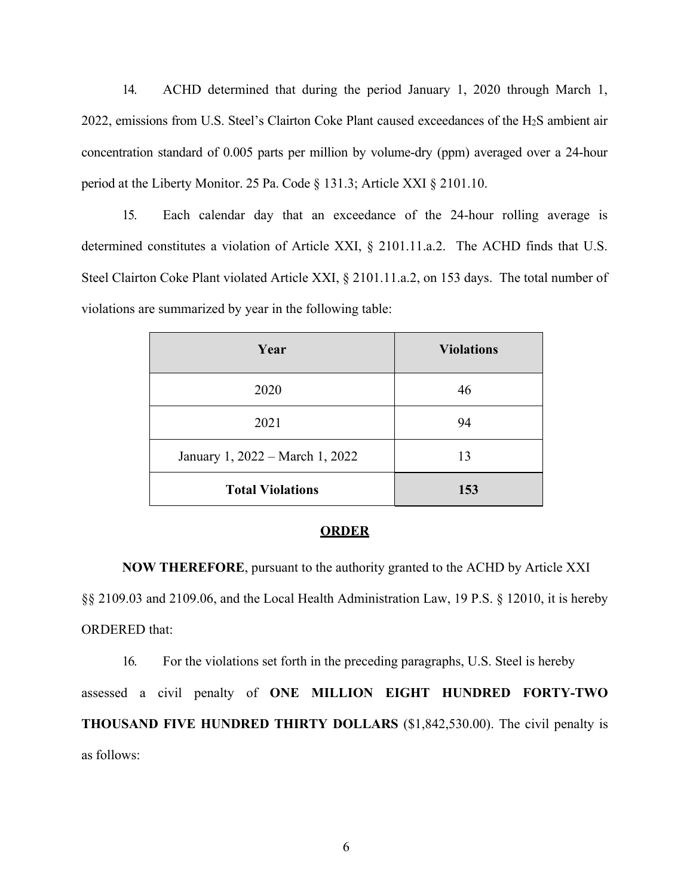14. ACHD determined that during the period January 1, 2020 through March 1, 2022, emissions from U.S. Steel's Clairton Coke Plant caused exceedances of the $H_2S$ ambient air concentration standard of 0.005 parts per million by volume-dry (ppm) averaged over a 24-hour period at the Liberty Monitor. 25 Pa. Code § 131.3; Article XXI § 2101.10.

15. Each calendar day that an exceedance of the 24-hour rolling average is determined constitutes a violation of Article XXI, § 2101.11.a.2. The ACHD finds that U.S. Steel Clairton Coke Plant violated Article XXI, § 2101.11.a.2, on 153 days. The total number of violations are summarized by year in the following table:

| Year | Violations |
|---|---|
| 2020 | 46 |
| 2021 | 94 |
| January 1, 2022 – March 1, 2022 | 13 |
| **Total Violations** | **153** |

## ORDER

**NOW THEREFORE**, pursuant to the authority granted to the ACHD by Article XXI §§ 2109.03 and 2109.06, and the Local Health Administration Law, 19 P.S. § 12010, it is hereby ORDERED that:

16. For the violations set forth in the preceding paragraphs, U.S. Steel is hereby assessed a civil penalty of **ONE MILLION EIGHT HUNDRED FORTY-TWO THOUSAND FIVE HUNDRED THIRTY DOLLARS** ($1,842,530.00). The civil penalty is as follows: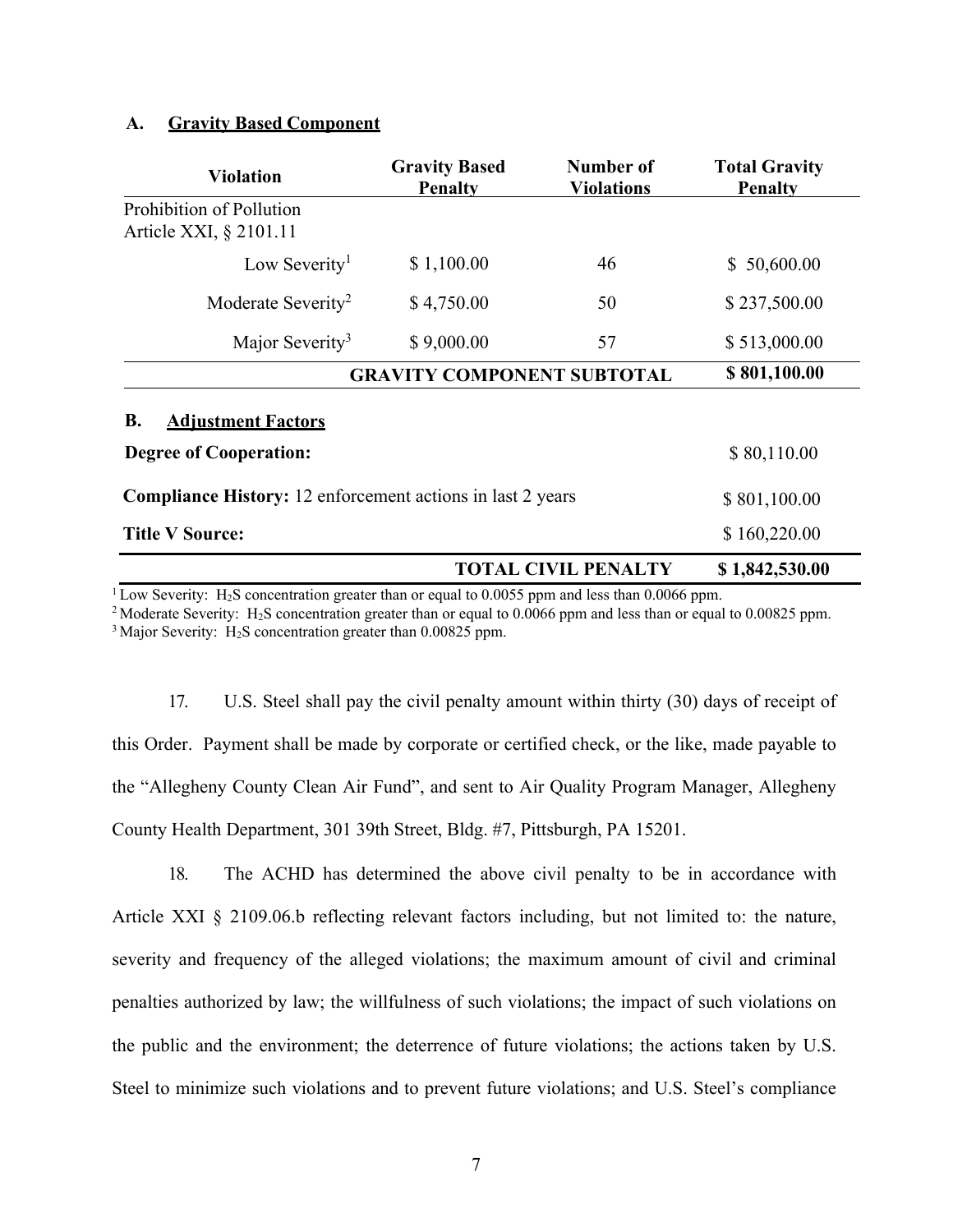**A. Gravity Based Component**

| Violation | Gravity Based Penalty | Number of Violations | Total Gravity Penalty |
|---|---|---|---|
| Prohibition of Pollution Article XXI, § 2101.11 | | | |
| Low Severity[1] | $ 1,100.00 | 46 | $ 50,600.00 |
| Moderate Severity[2] | $ 4,750.00 | 50 | $ 237,500.00 |
| Major Severity[3] | $ 9,000.00 | 57 | $ 513,000.00 |
| | **GRAVITY COMPONENT SUBTOTAL** | | **$ 801,100.00** |

**B. Adjustment Factors**

| | |
|---|---|
| **Degree of Cooperation:** | $ 80,110.00 |
| **Compliance History:** 12 enforcement actions in last 2 years | $ 801,100.00 |
| **Title V Source:** | $ 160,220.00 |
| **TOTAL CIVIL PENALTY** | **$ 1,842,530.00** |

[1] Low Severity: $H_2S$ concentration greater than or equal to 0.0055 ppm and less than 0.0066 ppm.
[2] Moderate Severity: $H_2S$ concentration greater than or equal to 0.0066 ppm and less than or equal to 0.00825 ppm.
[3] Major Severity: $H_2S$ concentration greater than 0.00825 ppm.

17. U.S. Steel shall pay the civil penalty amount within thirty (30) days of receipt of this Order. Payment shall be made by corporate or certified check, or the like, made payable to the "Allegheny County Clean Air Fund", and sent to Air Quality Program Manager, Allegheny County Health Department, 301 39th Street, Bldg. #7, Pittsburgh, PA 15201.

18. The ACHD has determined the above civil penalty to be in accordance with Article XXI § 2109.06.b reflecting relevant factors including, but not limited to: the nature, severity and frequency of the alleged violations; the maximum amount of civil and criminal penalties authorized by law; the willfulness of such violations; the impact of such violations on the public and the environment; the deterrence of future violations; the actions taken by U.S. Steel to minimize such violations and to prevent future violations; and U.S. Steel's compliance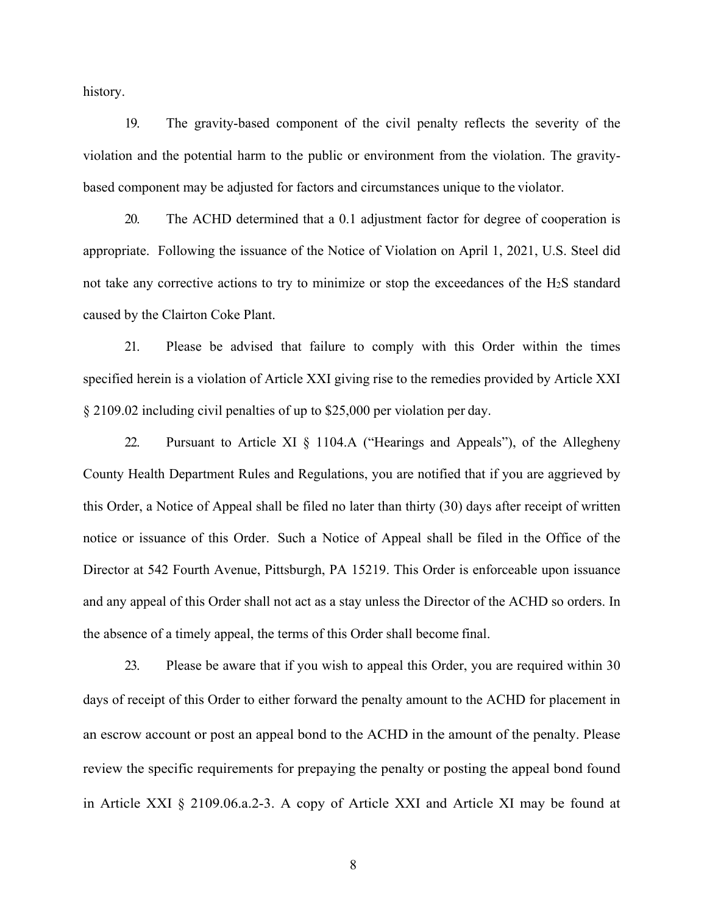history.

19. The gravity-based component of the civil penalty reflects the severity of the violation and the potential harm to the public or environment from the violation. The gravity-based component may be adjusted for factors and circumstances unique to the violator.

20. The ACHD determined that a 0.1 adjustment factor for degree of cooperation is appropriate. Following the issuance of the Notice of Violation on April 1, 2021, U.S. Steel did not take any corrective actions to try to minimize or stop the exceedances of the $H_2S$ standard caused by the Clairton Coke Plant.

21. Please be advised that failure to comply with this Order within the times specified herein is a violation of Article XXI giving rise to the remedies provided by Article XXI § 2109.02 including civil penalties of up to $25,000 per violation per day.

22. Pursuant to Article XI § 1104.A ("Hearings and Appeals"), of the Allegheny County Health Department Rules and Regulations, you are notified that if you are aggrieved by this Order, a Notice of Appeal shall be filed no later than thirty (30) days after receipt of written notice or issuance of this Order. Such a Notice of Appeal shall be filed in the Office of the Director at 542 Fourth Avenue, Pittsburgh, PA 15219. This Order is enforceable upon issuance and any appeal of this Order shall not act as a stay unless the Director of the ACHD so orders. In the absence of a timely appeal, the terms of this Order shall become final.

23. Please be aware that if you wish to appeal this Order, you are required within 30 days of receipt of this Order to either forward the penalty amount to the ACHD for placement in an escrow account or post an appeal bond to the ACHD in the amount of the penalty. Please review the specific requirements for prepaying the penalty or posting the appeal bond found in Article XXI § 2109.06.a.2-3. A copy of Article XXI and Article XI may be found at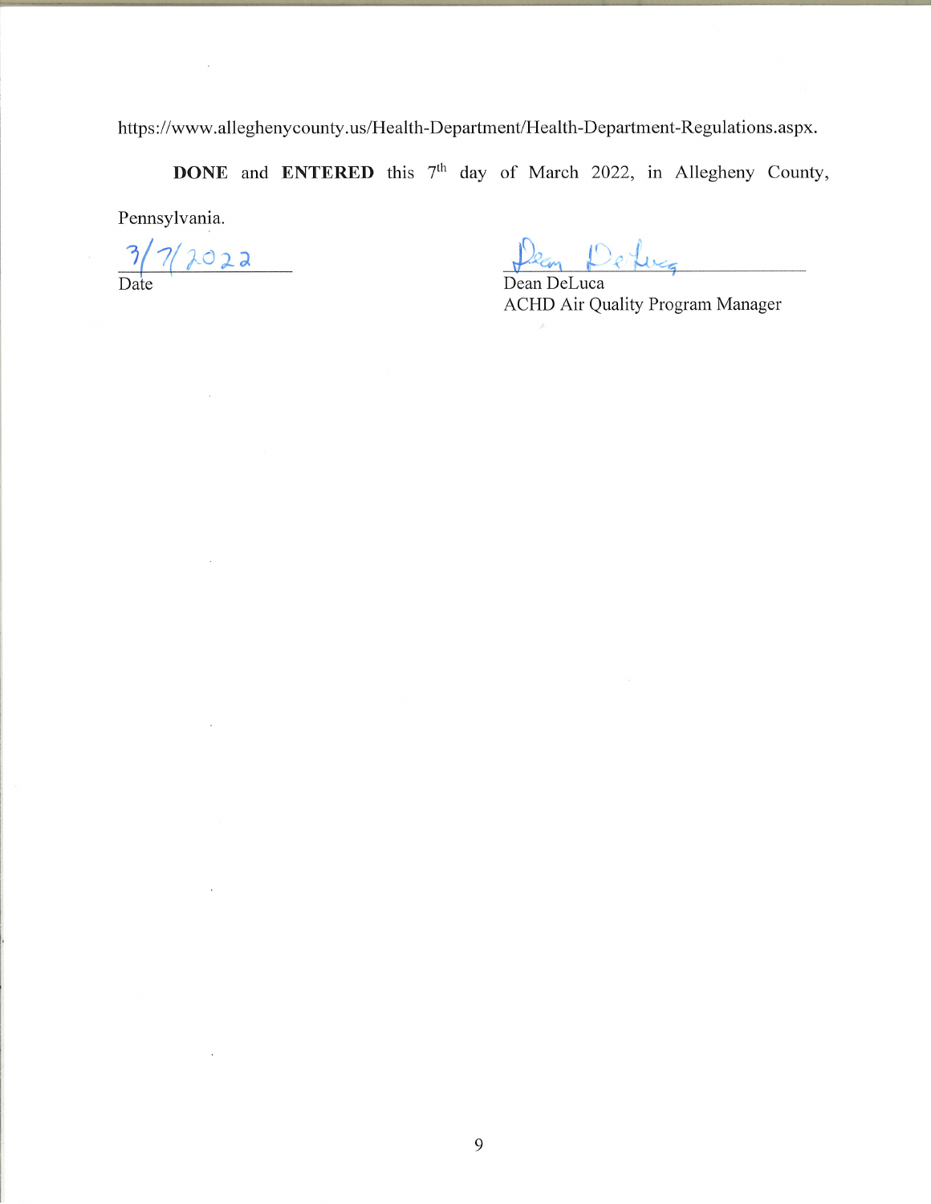https://www.alleghenycounty.us/Health-Department/Health-Department-Regulations.aspx.

**DONE** and **ENTERED** this 7th day of March 2022, in Allegheny County, Pennsylvania.

3/7/2022
Date

Dean DeLuca
Dean DeLuca
ACHD Air Quality Program Manager